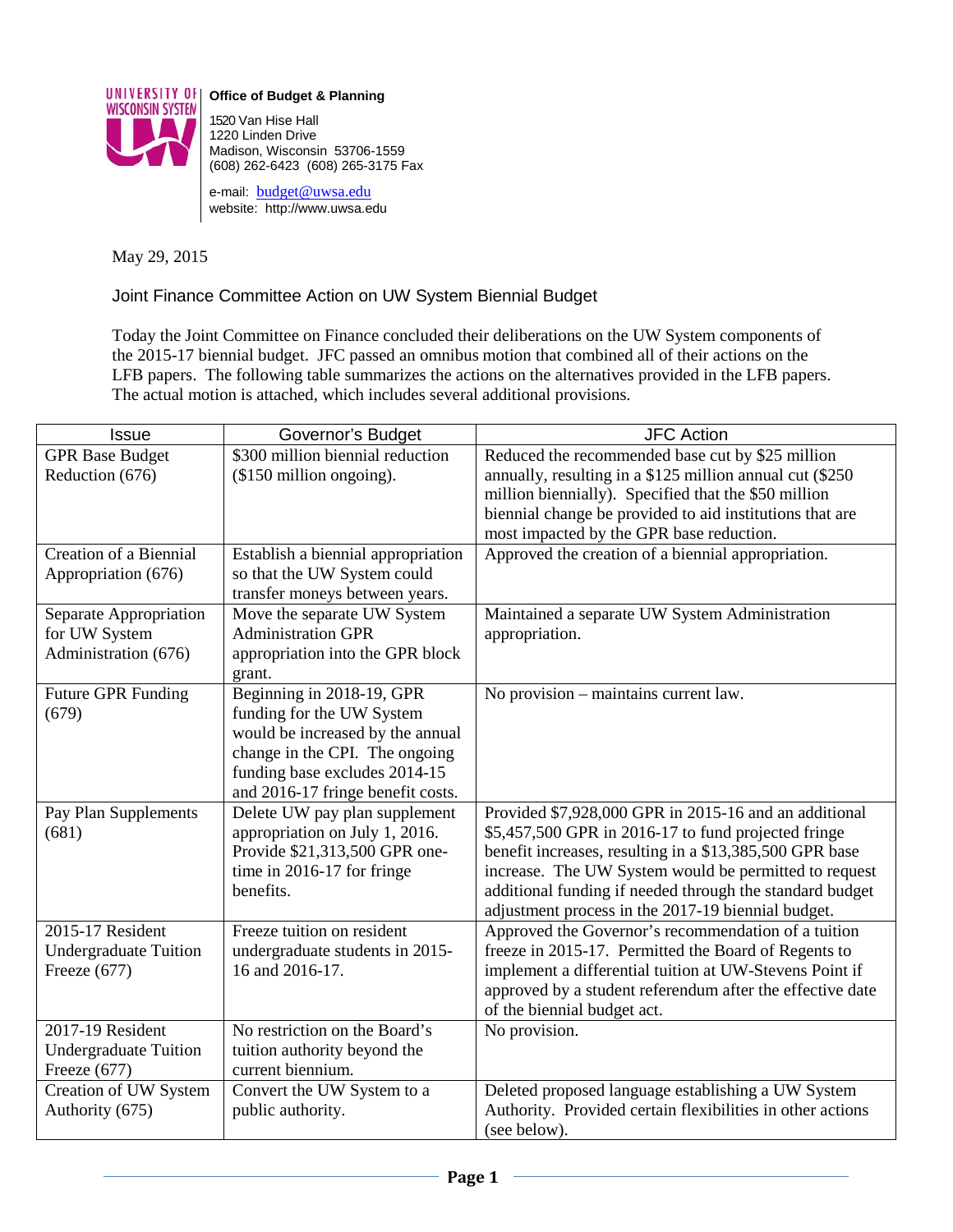UNIVERSITY OF WISCONSIN SYSTEM

**Office of Budget & Planning**

1520 Van Hise Hall
1220 Linden Drive
Madison, Wisconsin 53706-1559
(608) 262-6423 (608) 265-3175 Fax

e-mail: budget@uwsa.edu
website: http://www.uwsa.edu

May 29, 2015

## Joint Finance Committee Action on UW System Biennial Budget

Today the Joint Committee on Finance concluded their deliberations on the UW System components of the 2015-17 biennial budget. JFC passed an omnibus motion that combined all of their actions on the LFB papers. The following table summarizes the actions on the alternatives provided in the LFB papers. The actual motion is attached, which includes several additional provisions.

| Issue | Governor's Budget | JFC Action |
|---|---|---|
| GPR Base Budget Reduction (676) | $300 million biennial reduction ($150 million ongoing). | Reduced the recommended base cut by $25 million annually, resulting in a $125 million annual cut ($250 million biennially). Specified that the $50 million biennial change be provided to aid institutions that are most impacted by the GPR base reduction. |
| Creation of a Biennial Appropriation (676) | Establish a biennial appropriation so that the UW System could transfer moneys between years. | Approved the creation of a biennial appropriation. |
| Separate Appropriation for UW System Administration (676) | Move the separate UW System Administration GPR appropriation into the GPR block grant. | Maintained a separate UW System Administration appropriation. |
| Future GPR Funding (679) | Beginning in 2018-19, GPR funding for the UW System would be increased by the annual change in the CPI. The ongoing funding base excludes 2014-15 and 2016-17 fringe benefit costs. | No provision – maintains current law. |
| Pay Plan Supplements (681) | Delete UW pay plan supplement appropriation on July 1, 2016. Provide $21,313,500 GPR one-time in 2016-17 for fringe benefits. | Provided $7,928,000 GPR in 2015-16 and an additional $5,457,500 GPR in 2016-17 to fund projected fringe benefit increases, resulting in a $13,385,500 GPR base increase. The UW System would be permitted to request additional funding if needed through the standard budget adjustment process in the 2017-19 biennial budget. |
| 2015-17 Resident Undergraduate Tuition Freeze (677) | Freeze tuition on resident undergraduate students in 2015-16 and 2016-17. | Approved the Governor's recommendation of a tuition freeze in 2015-17. Permitted the Board of Regents to implement a differential tuition at UW-Stevens Point if approved by a student referendum after the effective date of the biennial budget act. |
| 2017-19 Resident Undergraduate Tuition Freeze (677) | No restriction on the Board's tuition authority beyond the current biennium. | No provision. |
| Creation of UW System Authority (675) | Convert the UW System to a public authority. | Deleted proposed language establishing a UW System Authority. Provided certain flexibilities in other actions (see below). |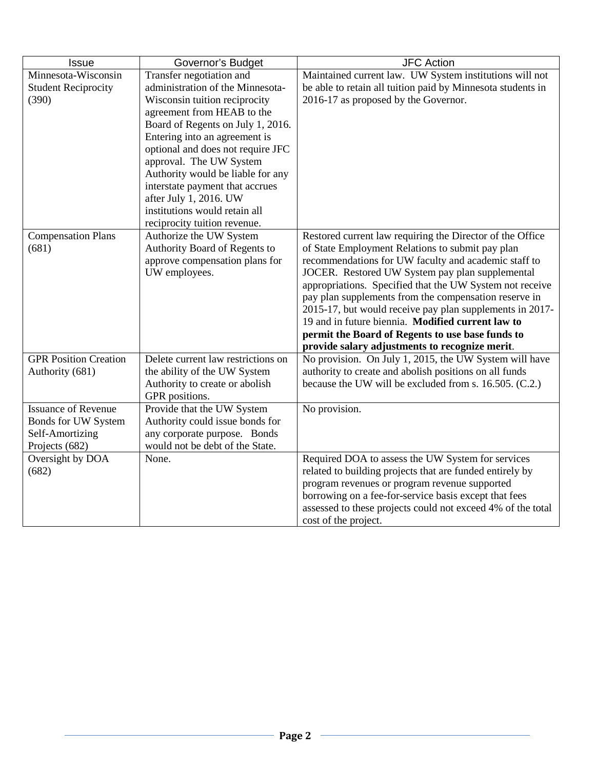| Issue | Governor's Budget | JFC Action |
|---|---|---|
| Minnesota-Wisconsin Student Reciprocity (390) | Transfer negotiation and administration of the Minnesota-Wisconsin tuition reciprocity agreement from HEAB to the Board of Regents on July 1, 2016. Entering into an agreement is optional and does not require JFC approval. The UW System Authority would be liable for any interstate payment that accrues after July 1, 2016. UW institutions would retain all reciprocity tuition revenue. | Maintained current law. UW System institutions will not be able to retain all tuition paid by Minnesota students in 2016-17 as proposed by the Governor. |
| Compensation Plans (681) | Authorize the UW System Authority Board of Regents to approve compensation plans for UW employees. | Restored current law requiring the Director of the Office of State Employment Relations to submit pay plan recommendations for UW faculty and academic staff to JOCER. Restored UW System pay plan supplemental appropriations. Specified that the UW System not receive pay plan supplements from the compensation reserve in 2015-17, but would receive pay plan supplements in 2017-19 and in future biennia. **Modified current law to permit the Board of Regents to use base funds to provide salary adjustments to recognize merit**. |
| GPR Position Creation Authority (681) | Delete current law restrictions on the ability of the UW System Authority to create or abolish GPR positions. | No provision. On July 1, 2015, the UW System will have authority to create and abolish positions on all funds because the UW will be excluded from s. 16.505. (C.2.) |
| Issuance of Revenue Bonds for UW System Self-Amortizing Projects (682) | Provide that the UW System Authority could issue bonds for any corporate purpose. Bonds would not be debt of the State. | No provision. |
| Oversight by DOA (682) | None. | Required DOA to assess the UW System for services related to building projects that are funded entirely by program revenues or program revenue supported borrowing on a fee-for-service basis except that fees assessed to these projects could not exceed 4% of the total cost of the project. |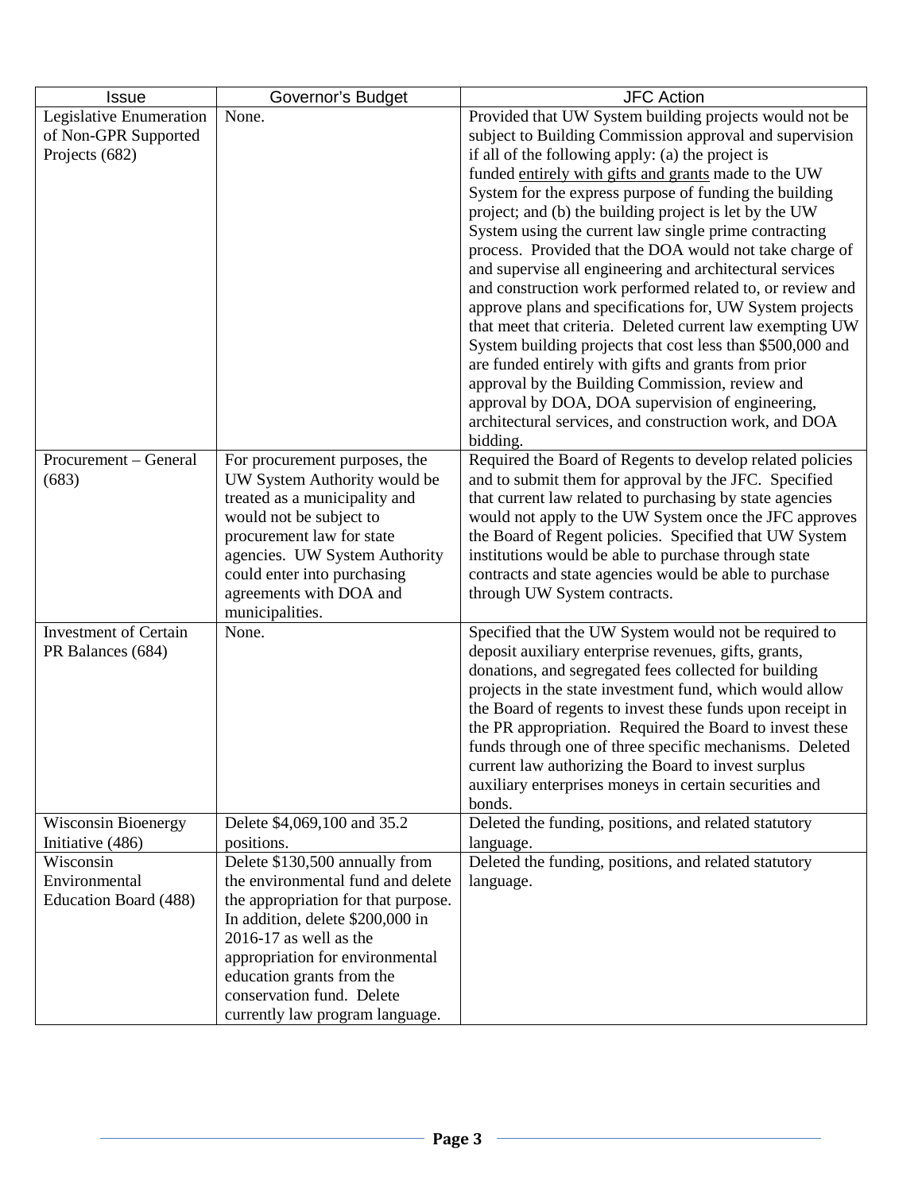| Issue | Governor's Budget | JFC Action |
|---|---|---|
| Legislative Enumeration of Non-GPR Supported Projects (682) | None. | Provided that UW System building projects would not be subject to Building Commission approval and supervision if all of the following apply: (a) the project is funded entirely with gifts and grants made to the UW System for the express purpose of funding the building project; and (b) the building project is let by the UW System using the current law single prime contracting process. Provided that the DOA would not take charge of and supervise all engineering and architectural services and construction work performed related to, or review and approve plans and specifications for, UW System projects that meet that criteria. Deleted current law exempting UW System building projects that cost less than $500,000 and are funded entirely with gifts and grants from prior approval by the Building Commission, review and approval by DOA, DOA supervision of engineering, architectural services, and construction work, and DOA bidding. |
| Procurement – General (683) | For procurement purposes, the UW System Authority would be treated as a municipality and would not be subject to procurement law for state agencies. UW System Authority could enter into purchasing agreements with DOA and municipalities. | Required the Board of Regents to develop related policies and to submit them for approval by the JFC. Specified that current law related to purchasing by state agencies would not apply to the UW System once the JFC approves the Board of Regent policies. Specified that UW System institutions would be able to purchase through state contracts and state agencies would be able to purchase through UW System contracts. |
| Investment of Certain PR Balances (684) | None. | Specified that the UW System would not be required to deposit auxiliary enterprise revenues, gifts, grants, donations, and segregated fees collected for building projects in the state investment fund, which would allow the Board of regents to invest these funds upon receipt in the PR appropriation. Required the Board to invest these funds through one of three specific mechanisms. Deleted current law authorizing the Board to invest surplus auxiliary enterprises moneys in certain securities and bonds. |
| Wisconsin Bioenergy Initiative (486) | Delete $4,069,100 and 35.2 positions. | Deleted the funding, positions, and related statutory language. |
| Wisconsin Environmental Education Board (488) | Delete $130,500 annually from the environmental fund and delete the appropriation for that purpose. In addition, delete $200,000 in 2016-17 as well as the appropriation for environmental education grants from the conservation fund. Delete currently law program language. | Deleted the funding, positions, and related statutory language. |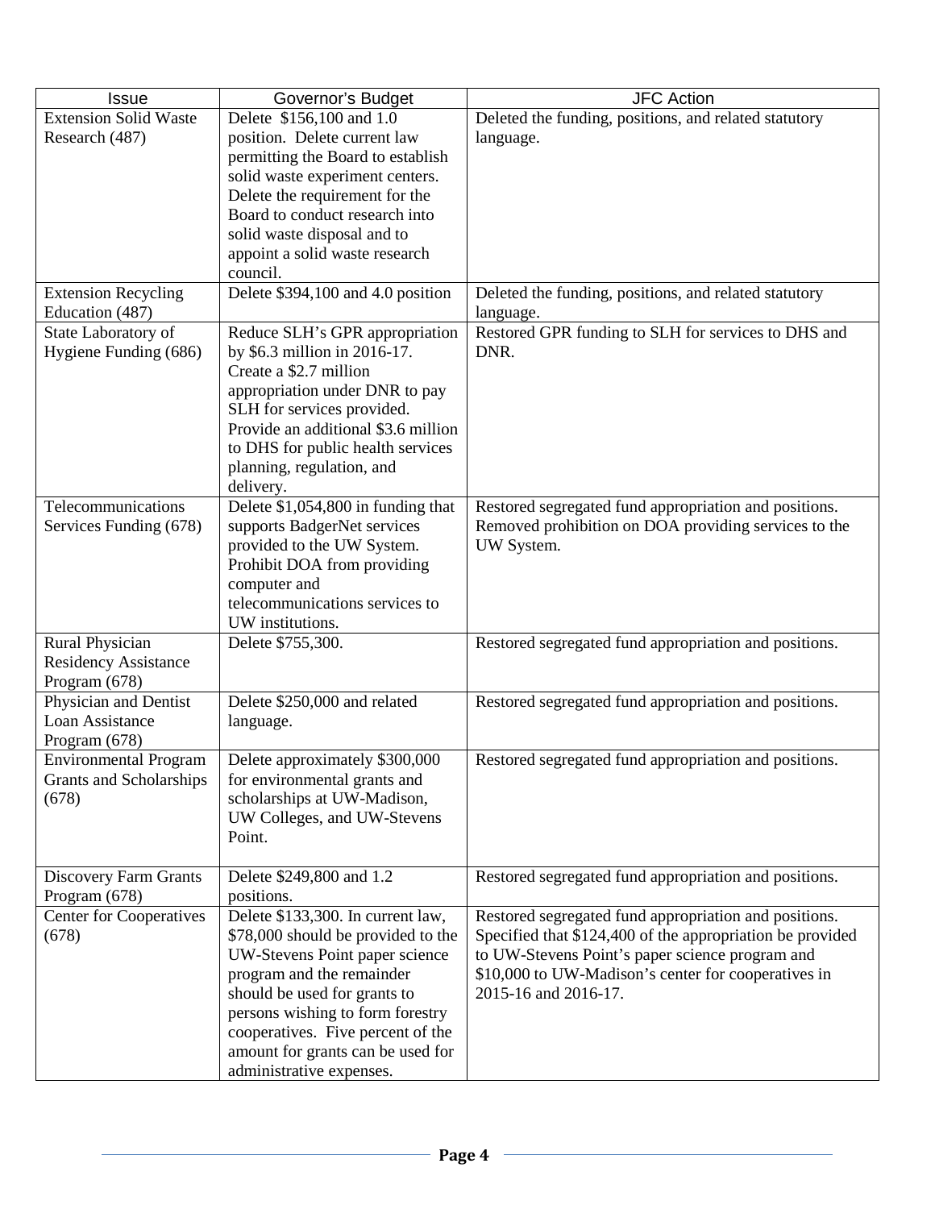| Issue | Governor's Budget | JFC Action |
| --- | --- | --- |
| Extension Solid Waste Research (487) | Delete $156,100 and 1.0 position. Delete current law permitting the Board to establish solid waste experiment centers. Delete the requirement for the Board to conduct research into solid waste disposal and to appoint a solid waste research council. | Deleted the funding, positions, and related statutory language. |
| Extension Recycling Education (487) | Delete $394,100 and 4.0 position | Deleted the funding, positions, and related statutory language. |
| State Laboratory of Hygiene Funding (686) | Reduce SLH's GPR appropriation by $6.3 million in 2016-17. Create a $2.7 million appropriation under DNR to pay SLH for services provided. Provide an additional $3.6 million to DHS for public health services planning, regulation, and delivery. | Restored GPR funding to SLH for services to DHS and DNR. |
| Telecommunications Services Funding (678) | Delete $1,054,800 in funding that supports BadgerNet services provided to the UW System. Prohibit DOA from providing computer and telecommunications services to UW institutions. | Restored segregated fund appropriation and positions. Removed prohibition on DOA providing services to the UW System. |
| Rural Physician Residency Assistance Program (678) | Delete $755,300. | Restored segregated fund appropriation and positions. |
| Physician and Dentist Loan Assistance Program (678) | Delete $250,000 and related language. | Restored segregated fund appropriation and positions. |
| Environmental Program Grants and Scholarships (678) | Delete approximately $300,000 for environmental grants and scholarships at UW-Madison, UW Colleges, and UW-Stevens Point. | Restored segregated fund appropriation and positions. |
| Discovery Farm Grants Program (678) | Delete $249,800 and 1.2 positions. | Restored segregated fund appropriation and positions. |
| Center for Cooperatives (678) | Delete $133,300. In current law, $78,000 should be provided to the UW-Stevens Point paper science program and the remainder should be used for grants to persons wishing to form forestry cooperatives. Five percent of the amount for grants can be used for administrative expenses. | Restored segregated fund appropriation and positions. Specified that $124,400 of the appropriation be provided to UW-Stevens Point's paper science program and $10,000 to UW-Madison's center for cooperatives in 2015-16 and 2016-17. |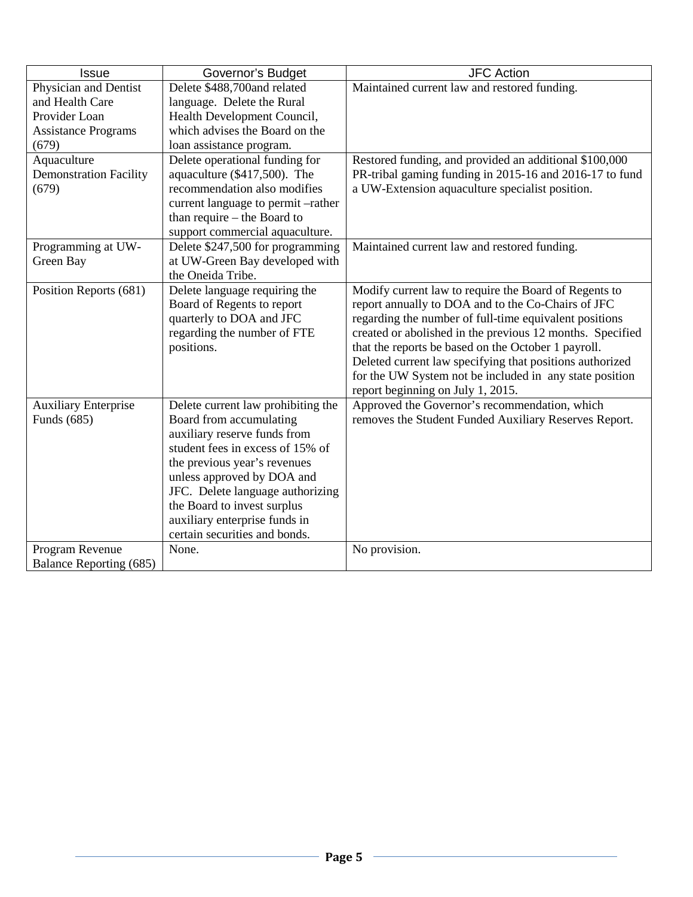| Issue | Governor's Budget | JFC Action |
|---|---|---|
| Physician and Dentist and Health Care Provider Loan Assistance Programs (679) | Delete $488,700and related language. Delete the Rural Health Development Council, which advises the Board on the loan assistance program. | Maintained current law and restored funding. |
| Aquaculture Demonstration Facility (679) | Delete operational funding for aquaculture ($417,500). The recommendation also modifies current language to permit –rather than require – the Board to support commercial aquaculture. | Restored funding, and provided an additional $100,000 PR-tribal gaming funding in 2015-16 and 2016-17 to fund a UW-Extension aquaculture specialist position. |
| Programming at UW-Green Bay | Delete $247,500 for programming at UW-Green Bay developed with the Oneida Tribe. | Maintained current law and restored funding. |
| Position Reports (681) | Delete language requiring the Board of Regents to report quarterly to DOA and JFC regarding the number of FTE positions. | Modify current law to require the Board of Regents to report annually to DOA and to the Co-Chairs of JFC regarding the number of full-time equivalent positions created or abolished in the previous 12 months. Specified that the reports be based on the October 1 payroll. Deleted current law specifying that positions authorized for the UW System not be included in any state position report beginning on July 1, 2015. |
| Auxiliary Enterprise Funds (685) | Delete current law prohibiting the Board from accumulating auxiliary reserve funds from student fees in excess of 15% of the previous year's revenues unless approved by DOA and JFC. Delete language authorizing the Board to invest surplus auxiliary enterprise funds in certain securities and bonds. | Approved the Governor's recommendation, which removes the Student Funded Auxiliary Reserves Report. |
| Program Revenue Balance Reporting (685) | None. | No provision. |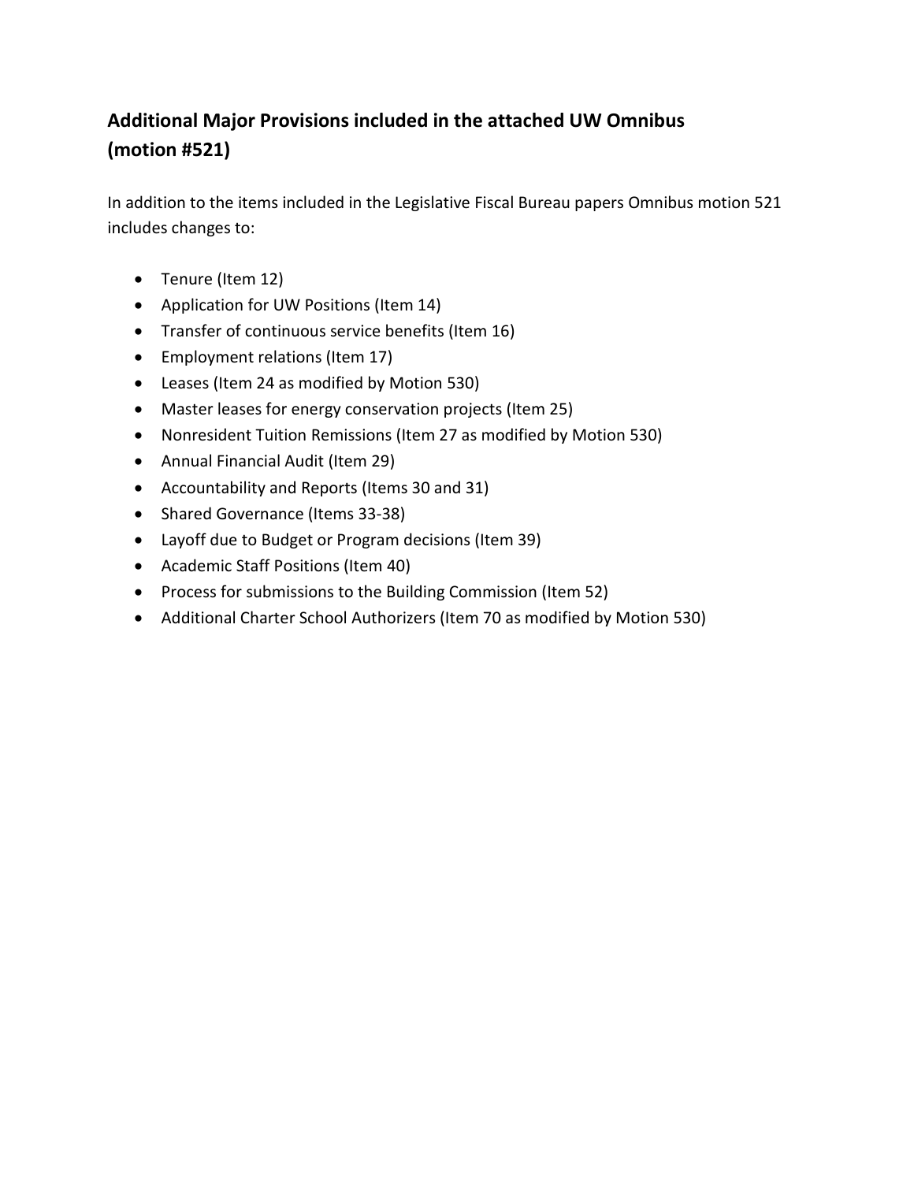## Additional Major Provisions included in the attached UW Omnibus (motion #521)

In addition to the items included in the Legislative Fiscal Bureau papers Omnibus motion 521 includes changes to:

- Tenure (Item 12)
- Application for UW Positions (Item 14)
- Transfer of continuous service benefits (Item 16)
- Employment relations (Item 17)
- Leases (Item 24 as modified by Motion 530)
- Master leases for energy conservation projects (Item 25)
- Nonresident Tuition Remissions (Item 27 as modified by Motion 530)
- Annual Financial Audit (Item 29)
- Accountability and Reports (Items 30 and 31)
- Shared Governance (Items 33-38)
- Layoff due to Budget or Program decisions (Item 39)
- Academic Staff Positions (Item 40)
- Process for submissions to the Building Commission (Item 52)
- Additional Charter School Authorizers (Item 70 as modified by Motion 530)